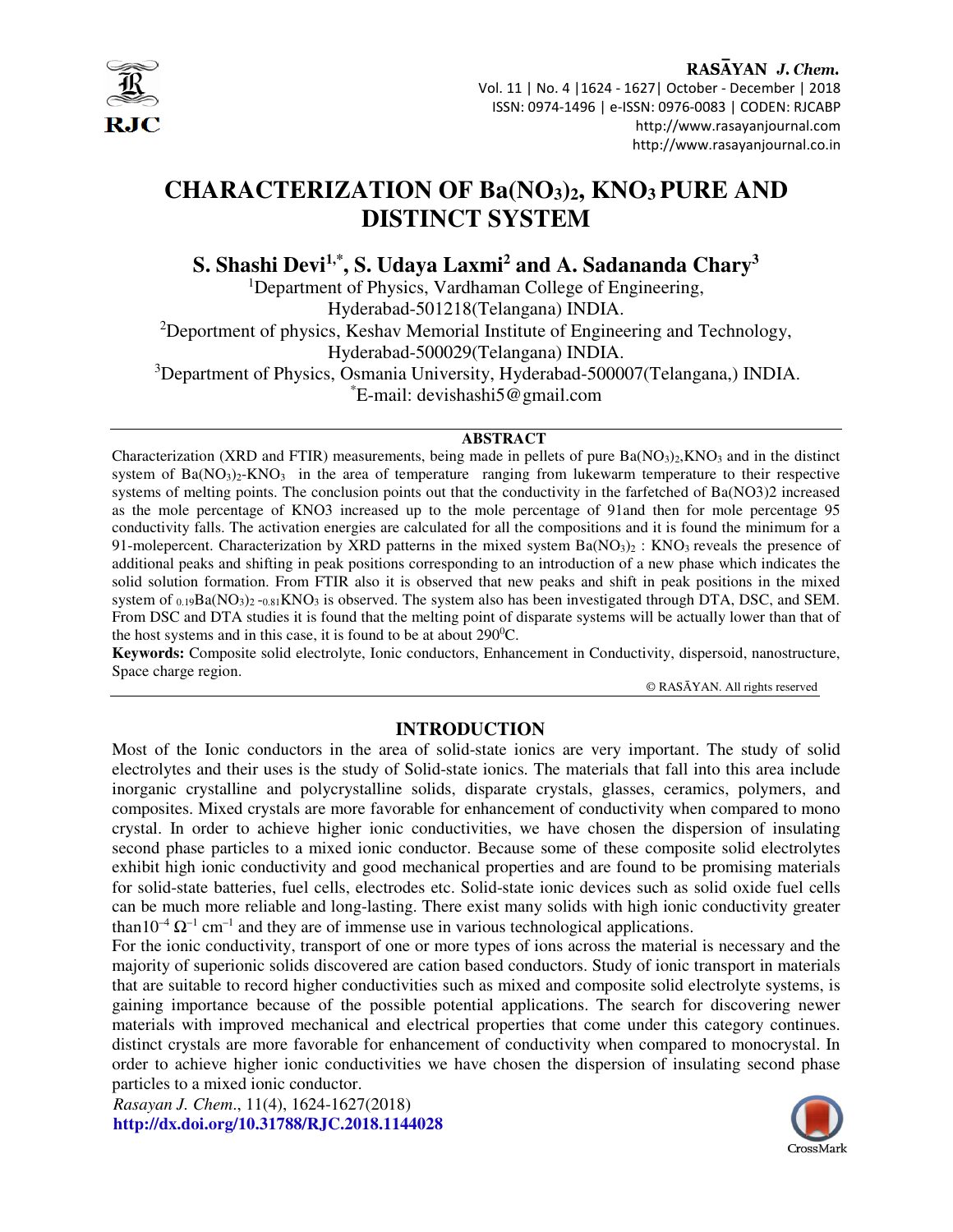# CHARACTERIZATION OF $Ba(NO_3)_2$, $KNO_3$ PURE AND DISTINCT SYSTEM

**S. Shashi Devi[1,*], S. Udaya Laxmi[2] and A. Sadananda Chary[3]**

[1]Department of Physics, Vardhaman College of Engineering, Hyderabad-501218(Telangana) INDIA.

[2]Deportment of physics, Keshav Memorial Institute of Engineering and Technology, Hyderabad-500029(Telangana) INDIA.

[3]Department of Physics, Osmania University, Hyderabad-500007(Telangana,) INDIA.

[*]E-mail: devishashi5@gmail.com

## ABSTRACT

Characterization (XRD and FTIR) measurements, being made in pellets of pure $Ba(NO_3)_2$,$KNO_3$ and in the distinct system of $Ba(NO_3)_2$-$KNO_3$ in the area of temperature ranging from lukewarm temperature to their respective systems of melting points. The conclusion points out that the conductivity in the farfetched of Ba(NO3)2 increased as the mole percentage of KNO3 increased up to the mole percentage of 91and then for mole percentage 95 conductivity falls. The activation energies are calculated for all the compositions and it is found the minimum for a 91-molepercent. Characterization by XRD patterns in the mixed system $Ba(NO_3)_2$ : $KNO_3$ reveals the presence of additional peaks and shifting in peak positions corresponding to an introduction of a new phase which indicates the solid solution formation. From FTIR also it is observed that new peaks and shift in peak positions in the mixed system of $_{0.19}Ba(NO_3)_2$ -$_{0.81}KNO_3$ is observed. The system also has been investigated through DTA, DSC, and SEM. From DSC and DTA studies it is found that the melting point of disparate systems will be actually lower than that of the host systems and in this case, it is found to be at about $290^0$C.

**Keywords:** Composite solid electrolyte, Ionic conductors, Enhancement in Conductivity, dispersoid, nanostructure, Space charge region.

© RASĀYAN. All rights reserved

## INTRODUCTION

Most of the Ionic conductors in the area of solid-state ionics are very important. The study of solid electrolytes and their uses is the study of Solid-state ionics. The materials that fall into this area include inorganic crystalline and polycrystalline solids, disparate crystals, glasses, ceramics, polymers, and composites. Mixed crystals are more favorable for enhancement of conductivity when compared to mono crystal. In order to achieve higher ionic conductivities, we have chosen the dispersion of insulating second phase particles to a mixed ionic conductor. Because some of these composite solid electrolytes exhibit high ionic conductivity and good mechanical properties and are found to be promising materials for solid-state batteries, fuel cells, electrodes etc. Solid-state ionic devices such as solid oxide fuel cells can be much more reliable and long-lasting. There exist many solids with high ionic conductivity greater than$10^{-4}$ $\Omega^{-1}$ $cm^{-1}$ and they are of immense use in various technological applications.

For the ionic conductivity, transport of one or more types of ions across the material is necessary and the majority of superionic solids discovered are cation based conductors. Study of ionic transport in materials that are suitable to record higher conductivities such as mixed and composite solid electrolyte systems, is gaining importance because of the possible potential applications. The search for discovering newer materials with improved mechanical and electrical properties that come under this category continues. distinct crystals are more favorable for enhancement of conductivity when compared to monocrystal. In order to achieve higher ionic conductivities we have chosen the dispersion of insulating second phase particles to a mixed ionic conductor.

*Rasayan J. Chem.*, 11(4), 1624-1627(2018)

**http://dx.doi.org/10.31788/RJC.2018.1144028**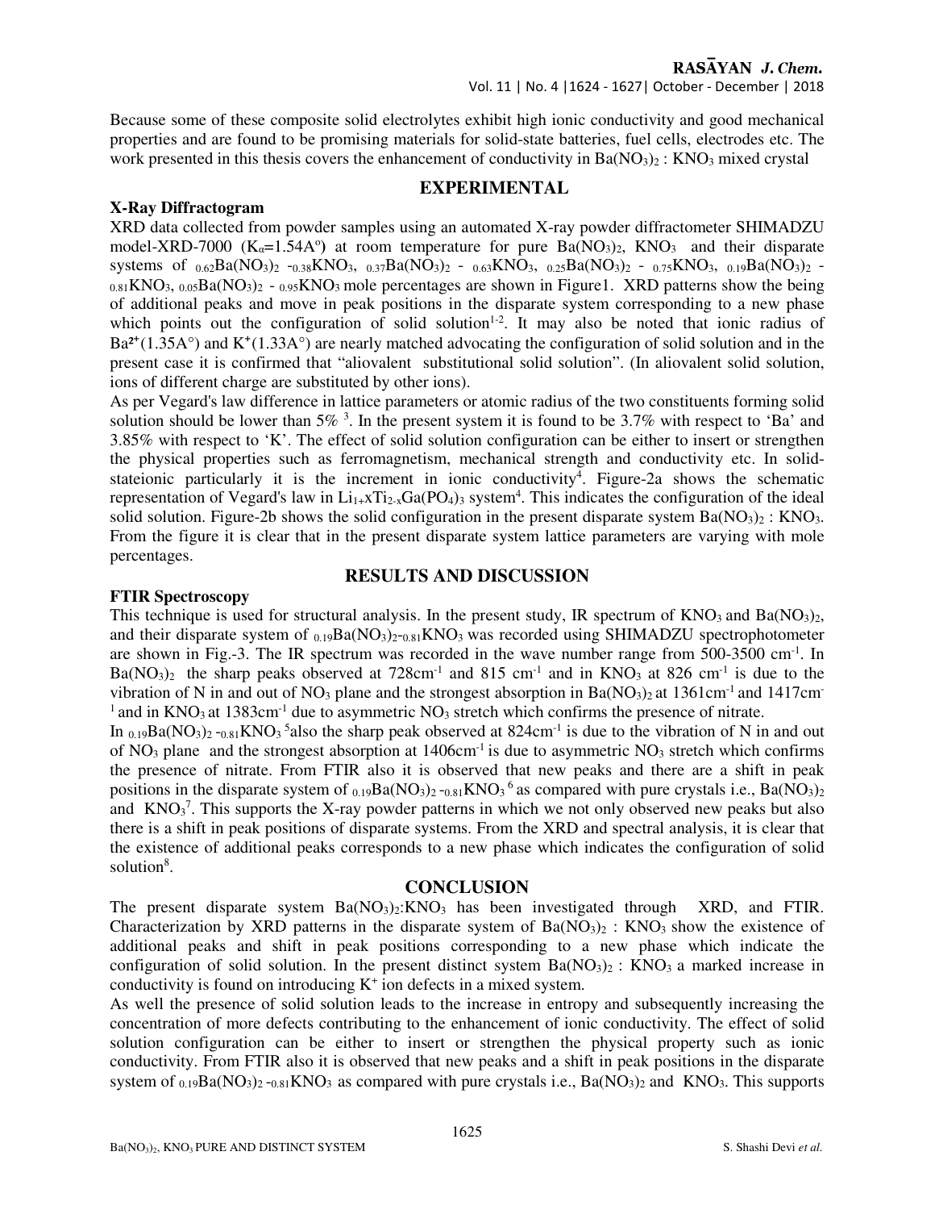Because some of these composite solid electrolytes exhibit high ionic conductivity and good mechanical properties and are found to be promising materials for solid-state batteries, fuel cells, electrodes etc. The work presented in this thesis covers the enhancement of conductivity in $Ba(NO_3)_2$ : $KNO_3$ mixed crystal

## EXPERIMENTAL

### X-Ray Diffractogram

XRD data collected from powder samples using an automated X-ray powder diffractometer SHIMADZU model-XRD-7000 ($K_\alpha$=1.54A°) at room temperature for pure $Ba(NO_3)_2$, $KNO_3$ and their disparate systems of $_{0.62}Ba(NO_3)_2$ -$_{0.38}KNO_3$, $_{0.37}Ba(NO_3)_2$ - $_{0.63}KNO_3$, $_{0.25}Ba(NO_3)_2$ - $_{0.75}KNO_3$, $_{0.19}Ba(NO_3)_2$ - $_{0.81}KNO_3$, $_{0.05}Ba(NO_3)_2$ - $_{0.95}KNO_3$ mole percentages are shown in Figure1. XRD patterns show the being of additional peaks and move in peak positions in the disparate system corresponding to a new phase which points out the configuration of solid solution[1-2]. It may also be noted that ionic radius of $Ba^{2+}$(1.35A°) and $K^+$(1.33A°) are nearly matched advocating the configuration of solid solution and in the present case it is confirmed that "aliovalent substitutional solid solution". (In aliovalent solid solution, ions of different charge are substituted by other ions).

As per Vegard's law difference in lattice parameters or atomic radius of the two constituents forming solid solution should be lower than 5% [3]. In the present system it is found to be 3.7% with respect to 'Ba' and 3.85% with respect to 'K'. The effect of solid solution configuration can be either to insert or strengthen the physical properties such as ferromagnetism, mechanical strength and conductivity etc. In solid-stateionic particularly it is the increment in ionic conductivity[4]. Figure-2a shows the schematic representation of Vegard's law in $Li_{1+}xTi_{2-x}Ga(PO_4)_3$ system[4]. This indicates the configuration of the ideal solid solution. Figure-2b shows the solid configuration in the present disparate system $Ba(NO_3)_2$ : $KNO_3$. From the figure it is clear that in the present disparate system lattice parameters are varying with mole percentages.

## RESULTS AND DISCUSSION

### FTIR Spectroscopy

This technique is used for structural analysis. In the present study, IR spectrum of $KNO_3$ and $Ba(NO_3)_2$, and their disparate system of $_{0.19}Ba(NO_3)_2$-$_{0.81}KNO_3$ was recorded using SHIMADZU spectrophotometer are shown in Fig.-3. The IR spectrum was recorded in the wave number range from 500-3500 cm$^{-1}$. In $Ba(NO_3)_2$ the sharp peaks observed at 728cm$^{-1}$ and 815 cm$^{-1}$ and in $KNO_3$ at 826 cm$^{-1}$ is due to the vibration of N in and out of $NO_3$ plane and the strongest absorption in $Ba(NO_3)_2$ at 1361cm$^{-1}$ and 1417cm$^{-1}$ and in $KNO_3$ at 1383cm$^{-1}$ due to asymmetric $NO_3$ stretch which confirms the presence of nitrate.

In $_{0.19}Ba(NO_3)_2$ -$_{0.81}KNO_3$ [5]also the sharp peak observed at 824cm$^{-1}$ is due to the vibration of N in and out of $NO_3$ plane and the strongest absorption at 1406cm$^{-1}$ is due to asymmetric $NO_3$ stretch which confirms the presence of nitrate. From FTIR also it is observed that new peaks and there are a shift in peak positions in the disparate system of $_{0.19}Ba(NO_3)_2$ -$_{0.81}KNO_3$ [6] as compared with pure crystals i.e., $Ba(NO_3)_2$ and $KNO_3$[7]. This supports the X-ray powder patterns in which we not only observed new peaks but also there is a shift in peak positions of disparate systems. From the XRD and spectral analysis, it is clear that the existence of additional peaks corresponds to a new phase which indicates the configuration of solid solution[8].

## CONCLUSION

The present disparate system $Ba(NO_3)_2$:$KNO_3$ has been investigated through XRD, and FTIR. Characterization by XRD patterns in the disparate system of $Ba(NO_3)_2$ : $KNO_3$ show the existence of additional peaks and shift in peak positions corresponding to a new phase which indicate the configuration of solid solution. In the present distinct system $Ba(NO_3)_2$ : $KNO_3$ a marked increase in conductivity is found on introducing $K^+$ ion defects in a mixed system.

As well the presence of solid solution leads to the increase in entropy and subsequently increasing the concentration of more defects contributing to the enhancement of ionic conductivity. The effect of solid solution configuration can be either to insert or strengthen the physical property such as ionic conductivity. From FTIR also it is observed that new peaks and a shift in peak positions in the disparate system of $_{0.19}Ba(NO_3)_2$ -$_{0.81}KNO_3$ as compared with pure crystals i.e., $Ba(NO_3)_2$ and $KNO_3$. This supports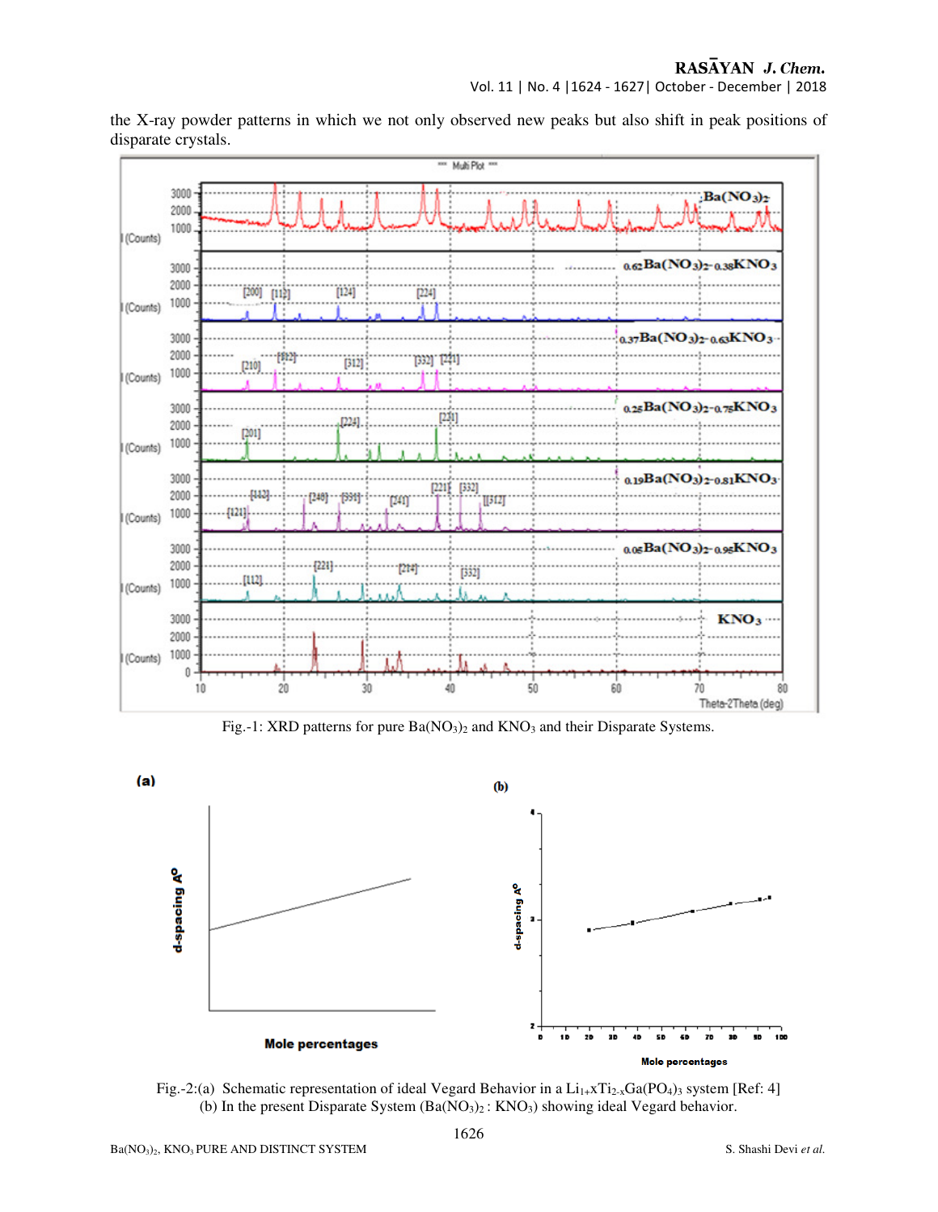the X-ray powder patterns in which we not only observed new peaks but also shift in peak positions of disparate crystals.

Fig.-1: XRD patterns for pure $Ba(NO_3)_2$ and $KNO_3$ and their Disparate Systems.

Fig.-2:(a) Schematic representation of ideal Vegard Behavior in a $Li_{1+}xTi_{2-x}Ga(PO_4)_3$ system [Ref: 4] (b) In the present Disparate System ($Ba(NO_3)_2$ : $KNO_3$) showing ideal Vegard behavior.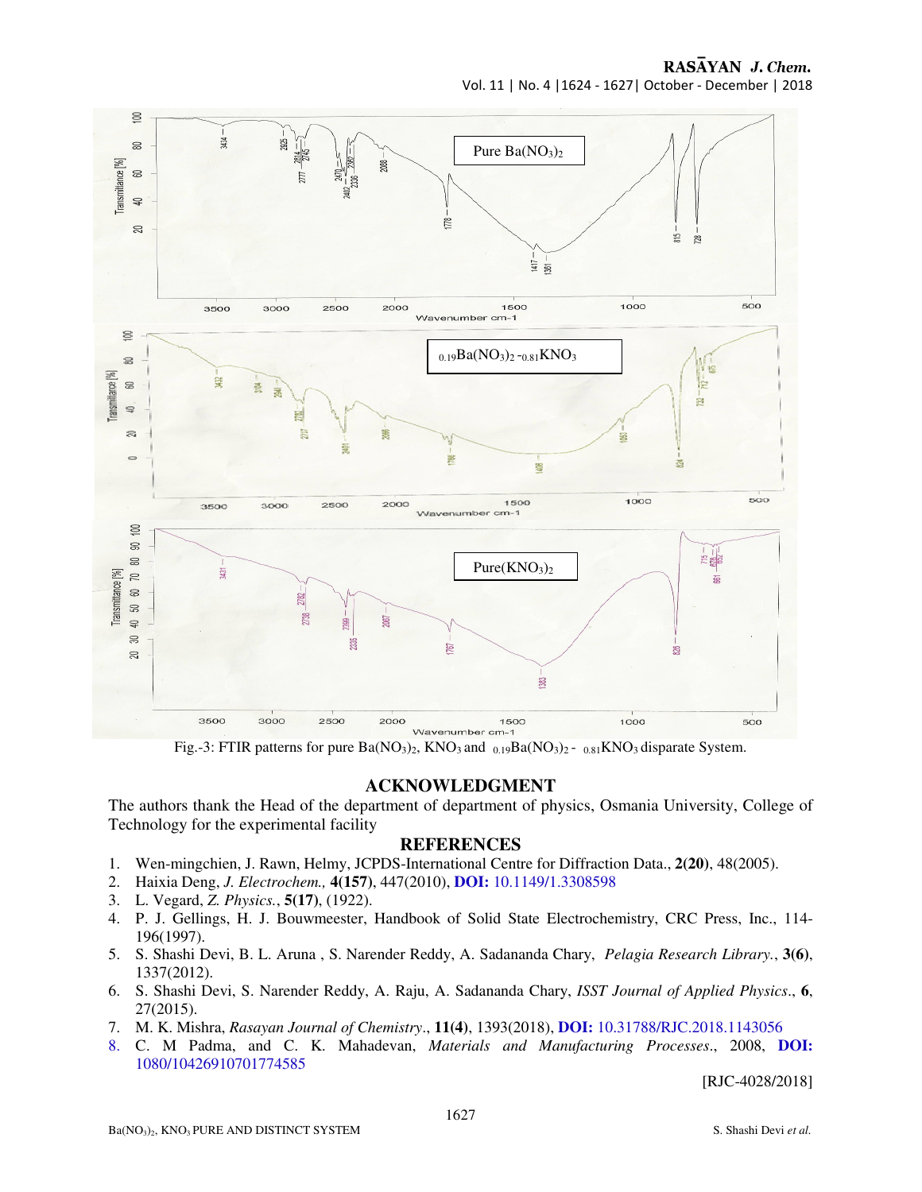Pure $Ba(NO_3)_2$

Transmittance [%]

100 80 60 40 20

3434 2925 2814 2745 2777 2470 2360 2402 2336 2088 1778 1417 1361 815 728

3500 3000 2500 2000 1500 1000 500

Wavenumber cm-1

$_{0.19}Ba(NO_3)_2$ -$_{0.81}KNO_3$

Transmittance [%]

100 80 60 40 20 0

3432 3104 2941 2783 2737 2401 2088 1786 1405 1063 824 733 712 675

3500 3000 2500 2000 1500 1000 500

Wavenumber cm-1

Pure$(KNO_3)_2$

Transmittance [%]

100 90 80 70 60 50 40 30 20

3431 2782 2738 2399 2335 2087 1767 1383 826 715 681 652

3500 3000 2500 2000 1500 1000 500

Wavenumber cm-1

Fig.-3: FTIR patterns for pure $Ba(NO_3)_2$, $KNO_3$ and $_{0.19}Ba(NO_3)_2$ - $_{0.81}KNO_3$ disparate System.

## ACKNOWLEDGMENT

The authors thank the Head of the department of department of physics, Osmania University, College of Technology for the experimental facility

## REFERENCES

1. Wen-mingchien, J. Rawn, Helmy, JCPDS-International Centre for Diffraction Data., **2(20)**, 48(2005).
2. Haixia Deng, *J. Electrochem.,* **4(157)**, 447(2010), **DOI:** 10.1149/1.3308598
3. L. Vegard, *Z. Physics.*, **5(17)**, (1922).
4. P. J. Gellings, H. J. Bouwmeester, Handbook of Solid State Electrochemistry, CRC Press, Inc., 114-196(1997).
5. S. Shashi Devi, B. L. Aruna , S. Narender Reddy, A. Sadananda Chary, *Pelagia Research Library.*, **3(6)**, 1337(2012).
6. S. Shashi Devi, S. Narender Reddy, A. Raju, A. Sadananda Chary, *ISST Journal of Applied Physics*., **6**, 27(2015).
7. M. K. Mishra, *Rasayan Journal of Chemistry*., **11(4)**, 1393(2018), **DOI:** 10.31788/RJC.2018.1143056
8. C. M Padma, and C. K. Mahadevan, *Materials and Manufacturing Processes*., 2008, **DOI:** 1080/10426910701774585

[RJC-4028/2018]